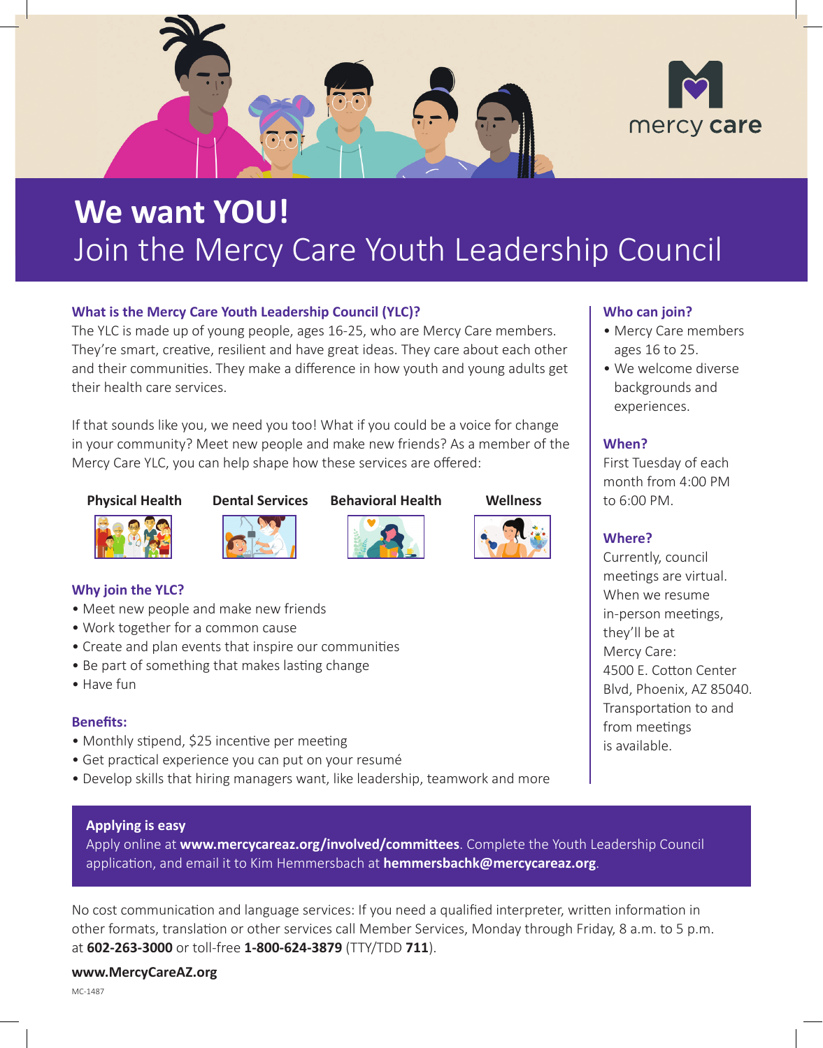mercy care

# We want YOU!

## Join the Mercy Care Youth Leadership Council

### What is the Mercy Care Youth Leadership Council (YLC)?

The YLC is made up of young people, ages 16-25, who are Mercy Care members. They're smart, creative, resilient and have great ideas. They care about each other and their communities. They make a difference in how youth and young adults get their health care services.

If that sounds like you, we need you too! What if you could be a voice for change in your community? Meet new people and make new friends? As a member of the Mercy Care YLC, you can help shape how these services are offered:

**Physical Health** | **Dental Services** | **Behavioral Health** | **Wellness**

### Why join the YLC?

- Meet new people and make new friends
- Work together for a common cause
- Create and plan events that inspire our communities
- Be part of something that makes lasting change
- Have fun

### Benefits:

- Monthly stipend, $25 incentive per meeting
- Get practical experience you can put on your resumé
- Develop skills that hiring managers want, like leadership, teamwork and more

### Who can join?

- Mercy Care members ages 16 to 25.
- We welcome diverse backgrounds and experiences.

### When?

First Tuesday of each month from 4:00 PM to 6:00 PM.

### Where?

Currently, council meetings are virtual. When we resume in-person meetings, they'll be at Mercy Care: 4500 E. Cotton Center Blvd, Phoenix, AZ 85040. Transportation to and from meetings is available.

**Applying is easy**

Apply online at **www.mercycareaz.org/involved/committees**. Complete the Youth Leadership Council application, and email it to Kim Hemmersbach at **hemmersbachk@mercycareaz.org**.

No cost communication and language services: If you need a qualified interpreter, written information in other formats, translation or other services call Member Services, Monday through Friday, 8 a.m. to 5 p.m. at **602-263-3000** or toll-free **1-800-624-3879** (TTY/TDD **711**).

**www.MercyCareAZ.org**

MC-1487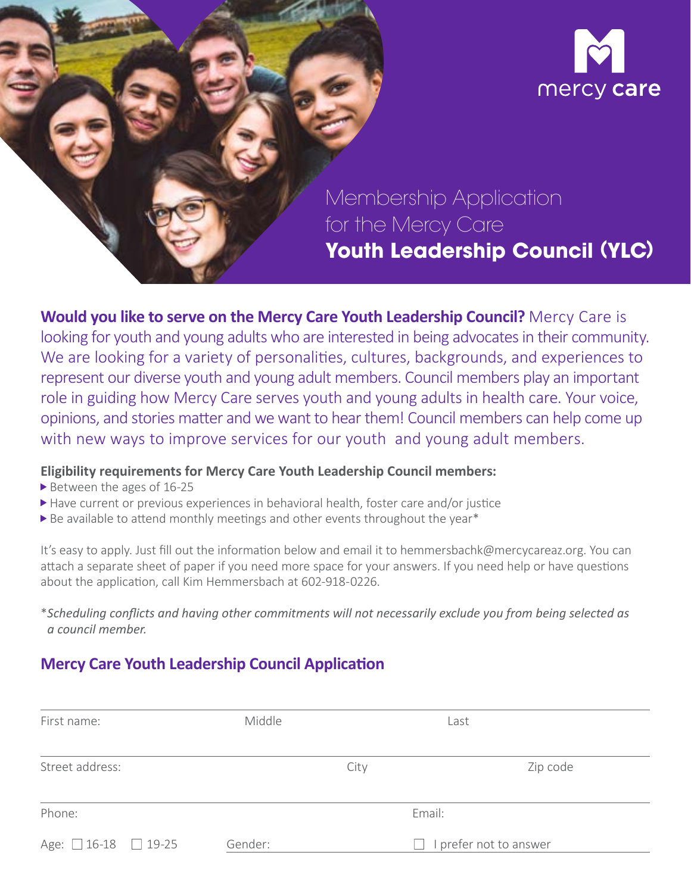mercy care

# Membership Application for the Mercy Care **Youth Leadership Council (YLC)**

**Would you like to serve on the Mercy Care Youth Leadership Council?** Mercy Care is looking for youth and young adults who are interested in being advocates in their community. We are looking for a variety of personalities, cultures, backgrounds, and experiences to represent our diverse youth and young adult members. Council members play an important role in guiding how Mercy Care serves youth and young adults in health care. Your voice, opinions, and stories matter and we want to hear them! Council members can help come up with new ways to improve services for our youth and young adult members.

**Eligibility requirements for Mercy Care Youth Leadership Council members:**

- Between the ages of 16-25
- Have current or previous experiences in behavioral health, foster care and/or justice
- Be available to attend monthly meetings and other events throughout the year*

It's easy to apply. Just fill out the information below and email it to hemmersbachk@mercycareaz.org. You can attach a separate sheet of paper if you need more space for your answers. If you need help or have questions about the application, call Kim Hemmersbach at 602-918-0226.

**Scheduling conflicts and having other commitments will not necessarily exclude you from being selected as a council member.*

## Mercy Care Youth Leadership Council Application

First name: ____________ Middle ____________ Last ____________

Street address: ____________ City ____________ Zip code ____________

Phone: ____________ Email: ____________

Age: ☐ 16-18 ☐ 19-25 Gender: ____________ ☐ I prefer not to answer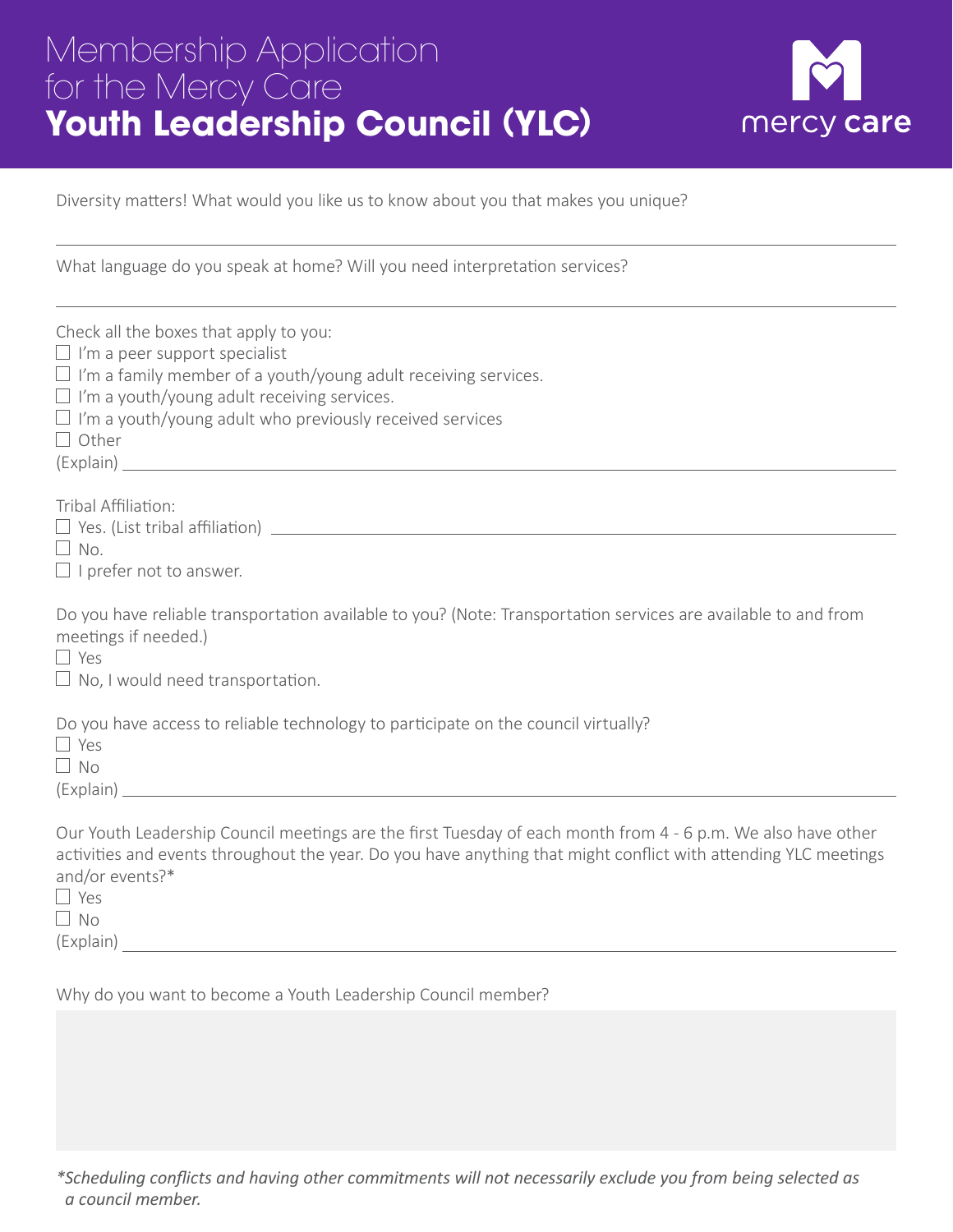# Membership Application for the Mercy Care **Youth Leadership Council (YLC)**

mercy care

Diversity matters! What would you like us to know about you that makes you unique?

---

What language do you speak at home? Will you need interpretation services?

---

Check all the boxes that apply to you:

- ☐ I'm a peer support specialist
- ☐ I'm a family member of a youth/young adult receiving services.
- ☐ I'm a youth/young adult receiving services.
- ☐ I'm a youth/young adult who previously received services
- ☐ Other

(Explain) ____________________

Tribal Affiliation:

- ☐ Yes. (List tribal affiliation) ____________________
- ☐ No.
- ☐ I prefer not to answer.

Do you have reliable transportation available to you? (Note: Transportation services are available to and from meetings if needed.)

- ☐ Yes
- ☐ No, I would need transportation.

Do you have access to reliable technology to participate on the council virtually?

- ☐ Yes
- ☐ No

(Explain) ____________________

Our Youth Leadership Council meetings are the first Tuesday of each month from 4 - 6 p.m. We also have other activities and events throughout the year. Do you have anything that might conflict with attending YLC meetings and/or events?*

- ☐ Yes
- ☐ No

(Explain) ____________________

Why do you want to become a Youth Leadership Council member?

*\*Scheduling conflicts and having other commitments will not necessarily exclude you from being selected as a council member.*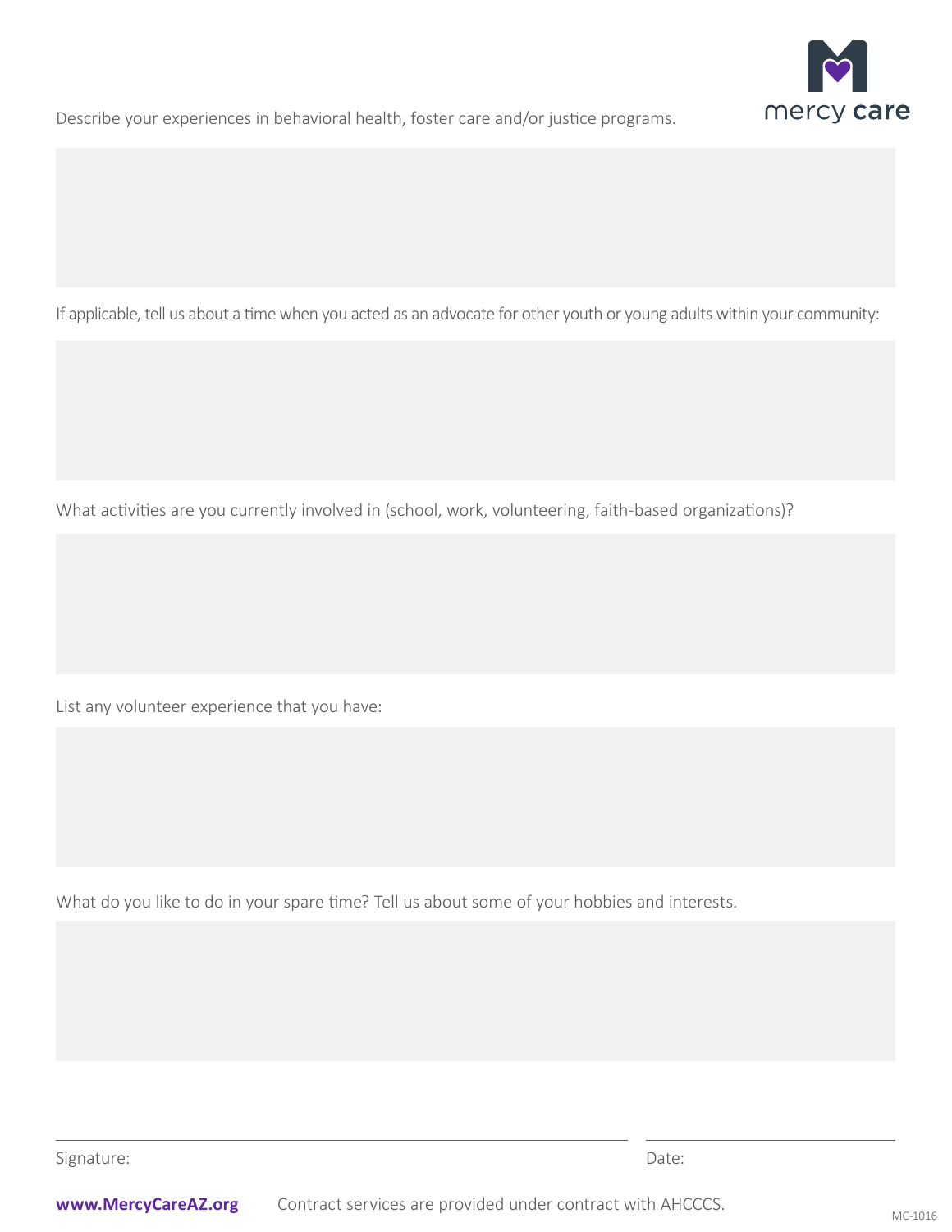mercy care

Describe your experiences in behavioral health, foster care and/or justice programs.

If applicable, tell us about a time when you acted as an advocate for other youth or young adults within your community:

What activities are you currently involved in (school, work, volunteering, faith-based organizations)?

List any volunteer experience that you have:

What do you like to do in your spare time? Tell us about some of your hobbies and interests.

Signature: \_\_\_\_\_\_\_\_\_\_\_\_\_\_\_\_\_\_\_\_ Date: \_\_\_\_\_\_\_\_\_\_

**www.MercyCareAZ.org** Contract services are provided under contract with AHCCCS.

MC-1016